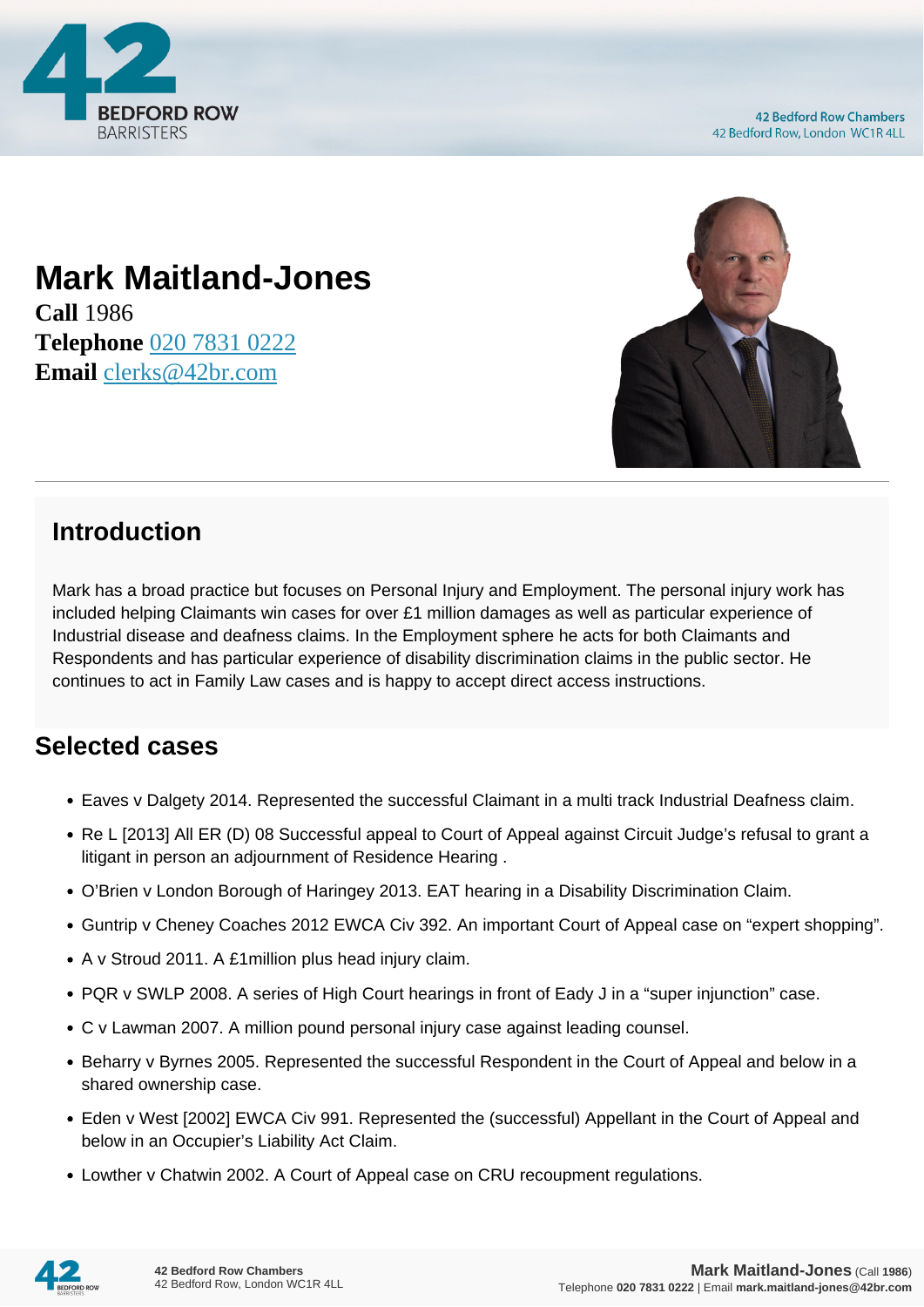# Mark Maitland-Jones

**Call** 1986
**Telephone** 020 7831 0222
**Email** clerks@42br.com

## Introduction

Mark has a broad practice but focuses on Personal Injury and Employment. The personal injury work has included helping Claimants win cases for over £1 million damages as well as particular experience of Industrial disease and deafness claims. In the Employment sphere he acts for both Claimants and Respondents and has particular experience of disability discrimination claims in the public sector. He continues to act in Family Law cases and is happy to accept direct access instructions.

## Selected cases

- Eaves v Dalgety 2014. Represented the successful Claimant in a multi track Industrial Deafness claim.
- Re L [2013] All ER (D) 08 Successful appeal to Court of Appeal against Circuit Judge's refusal to grant a litigant in person an adjournment of Residence Hearing .
- O'Brien v London Borough of Haringey 2013. EAT hearing in a Disability Discrimination Claim.
- Guntrip v Cheney Coaches 2012 EWCA Civ 392. An important Court of Appeal case on "expert shopping".
- A v Stroud 2011. A £1million plus head injury claim.
- PQR v SWLP 2008. A series of High Court hearings in front of Eady J in a "super injunction" case.
- C v Lawman 2007. A million pound personal injury case against leading counsel.
- Beharry v Byrnes 2005. Represented the successful Respondent in the Court of Appeal and below in a shared ownership case.
- Eden v West [2002] EWCA Civ 991. Represented the (successful) Appellant in the Court of Appeal and below in an Occupier's Liability Act Claim.
- Lowther v Chatwin 2002. A Court of Appeal case on CRU recoupment regulations.